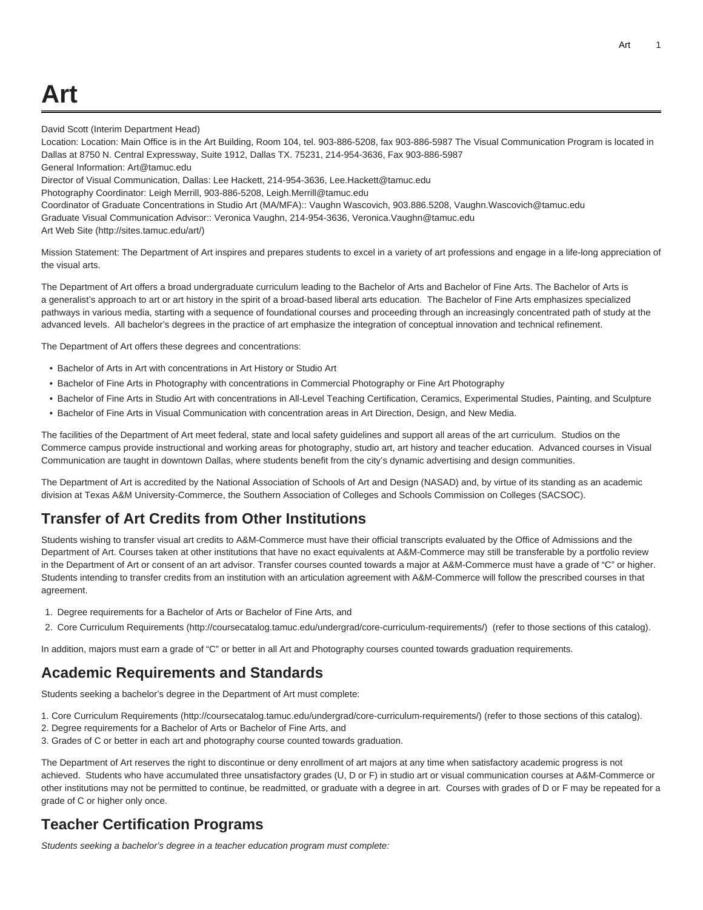# Art

David Scott (Interim Department Head)
Location: Location: Main Office is in the Art Building, Room 104, tel. 903-886-5208, fax 903-886-5987 The Visual Communication Program is located in Dallas at 8750 N. Central Expressway, Suite 1912, Dallas TX. 75231, 214-954-3636, Fax 903-886-5987
General Information: Art@tamuc.edu
Director of Visual Communication, Dallas: Lee Hackett, 214-954-3636, Lee.Hackett@tamuc.edu
Photography Coordinator: Leigh Merrill, 903-886-5208, Leigh.Merrill@tamuc.edu
Coordinator of Graduate Concentrations in Studio Art (MA/MFA):: Vaughn Wascovich, 903.886.5208, Vaughn.Wascovich@tamuc.edu
Graduate Visual Communication Advisor:: Veronica Vaughn, 214-954-3636, Veronica.Vaughn@tamuc.edu
Art Web Site (http://sites.tamuc.edu/art/)

Mission Statement: The Department of Art inspires and prepares students to excel in a variety of art professions and engage in a life-long appreciation of the visual arts.

The Department of Art offers a broad undergraduate curriculum leading to the Bachelor of Arts and Bachelor of Fine Arts. The Bachelor of Arts is a generalist's approach to art or art history in the spirit of a broad-based liberal arts education. The Bachelor of Fine Arts emphasizes specialized pathways in various media, starting with a sequence of foundational courses and proceeding through an increasingly concentrated path of study at the advanced levels. All bachelor's degrees in the practice of art emphasize the integration of conceptual innovation and technical refinement.

The Department of Art offers these degrees and concentrations:

- Bachelor of Arts in Art with concentrations in Art History or Studio Art
- Bachelor of Fine Arts in Photography with concentrations in Commercial Photography or Fine Art Photography
- Bachelor of Fine Arts in Studio Art with concentrations in All-Level Teaching Certification, Ceramics, Experimental Studies, Painting, and Sculpture
- Bachelor of Fine Arts in Visual Communication with concentration areas in Art Direction, Design, and New Media.

The facilities of the Department of Art meet federal, state and local safety guidelines and support all areas of the art curriculum. Studios on the Commerce campus provide instructional and working areas for photography, studio art, art history and teacher education. Advanced courses in Visual Communication are taught in downtown Dallas, where students benefit from the city's dynamic advertising and design communities.

The Department of Art is accredited by the National Association of Schools of Art and Design (NASAD) and, by virtue of its standing as an academic division at Texas A&M University-Commerce, the Southern Association of Colleges and Schools Commission on Colleges (SACSOC).

## Transfer of Art Credits from Other Institutions

Students wishing to transfer visual art credits to A&M-Commerce must have their official transcripts evaluated by the Office of Admissions and the Department of Art. Courses taken at other institutions that have no exact equivalents at A&M-Commerce may still be transferable by a portfolio review in the Department of Art or consent of an art advisor. Transfer courses counted towards a major at A&M-Commerce must have a grade of "C" or higher. Students intending to transfer credits from an institution with an articulation agreement with A&M-Commerce will follow the prescribed courses in that agreement.

1. Degree requirements for a Bachelor of Arts or Bachelor of Fine Arts, and
2. Core Curriculum Requirements (http://coursecatalog.tamuc.edu/undergrad/core-curriculum-requirements/) (refer to those sections of this catalog).

In addition, majors must earn a grade of "C" or better in all Art and Photography courses counted towards graduation requirements.

## Academic Requirements and Standards

Students seeking a bachelor's degree in the Department of Art must complete:

1. Core Curriculum Requirements (http://coursecatalog.tamuc.edu/undergrad/core-curriculum-requirements/) (refer to those sections of this catalog).
2. Degree requirements for a Bachelor of Arts or Bachelor of Fine Arts, and
3. Grades of C or better in each art and photography course counted towards graduation.

The Department of Art reserves the right to discontinue or deny enrollment of art majors at any time when satisfactory academic progress is not achieved. Students who have accumulated three unsatisfactory grades (U, D or F) in studio art or visual communication courses at A&M-Commerce or other institutions may not be permitted to continue, be readmitted, or graduate with a degree in art. Courses with grades of D or F may be repeated for a grade of C or higher only once.

## Teacher Certification Programs

*Students seeking a bachelor's degree in a teacher education program must complete:*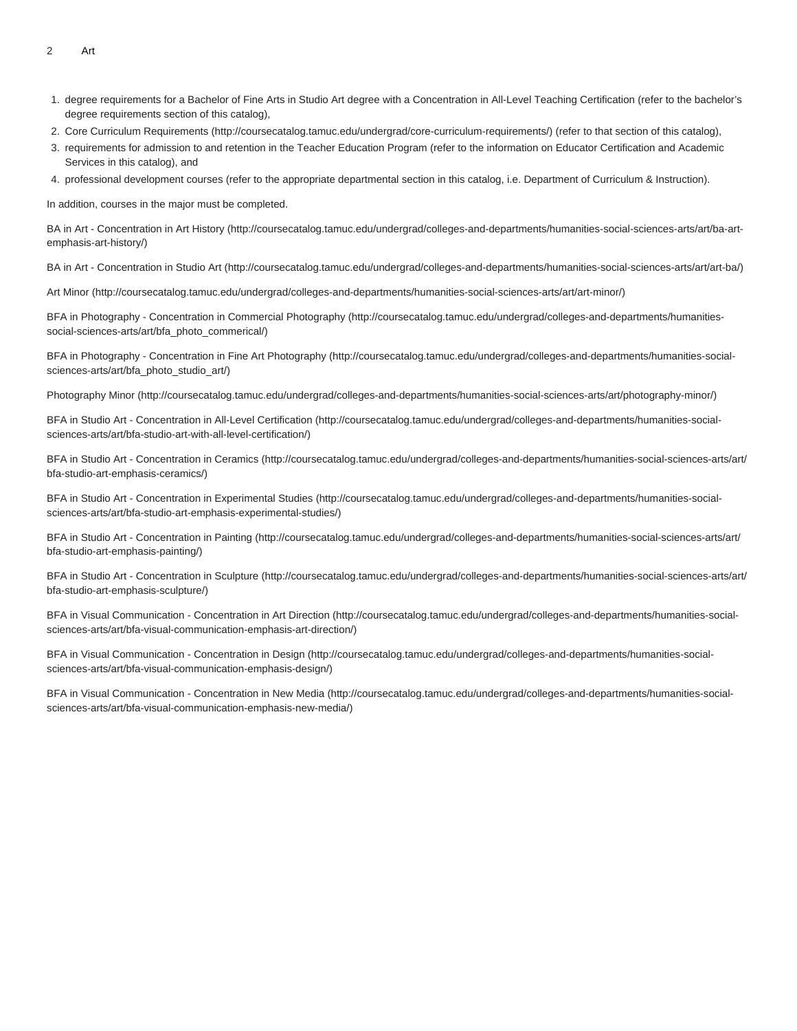1. degree requirements for a Bachelor of Fine Arts in Studio Art degree with a Concentration in All-Level Teaching Certification (refer to the bachelor's degree requirements section of this catalog),
2. Core Curriculum Requirements (http://coursecatalog.tamuc.edu/undergrad/core-curriculum-requirements/) (refer to that section of this catalog),
3. requirements for admission to and retention in the Teacher Education Program (refer to the information on Educator Certification and Academic Services in this catalog), and
4. professional development courses (refer to the appropriate departmental section in this catalog, i.e. Department of Curriculum & Instruction).

In addition, courses in the major must be completed.

BA in Art - Concentration in Art History (http://coursecatalog.tamuc.edu/undergrad/colleges-and-departments/humanities-social-sciences-arts/art/ba-art-emphasis-art-history/)

BA in Art - Concentration in Studio Art (http://coursecatalog.tamuc.edu/undergrad/colleges-and-departments/humanities-social-sciences-arts/art/art-ba/)

Art Minor (http://coursecatalog.tamuc.edu/undergrad/colleges-and-departments/humanities-social-sciences-arts/art/art-minor/)

BFA in Photography - Concentration in Commercial Photography (http://coursecatalog.tamuc.edu/undergrad/colleges-and-departments/humanities-social-sciences-arts/art/bfa_photo_commerical/)

BFA in Photography - Concentration in Fine Art Photography (http://coursecatalog.tamuc.edu/undergrad/colleges-and-departments/humanities-social-sciences-arts/art/bfa_photo_studio_art/)

Photography Minor (http://coursecatalog.tamuc.edu/undergrad/colleges-and-departments/humanities-social-sciences-arts/art/photography-minor/)

BFA in Studio Art - Concentration in All-Level Certification (http://coursecatalog.tamuc.edu/undergrad/colleges-and-departments/humanities-social-sciences-arts/art/bfa-studio-art-with-all-level-certification/)

BFA in Studio Art - Concentration in Ceramics (http://coursecatalog.tamuc.edu/undergrad/colleges-and-departments/humanities-social-sciences-arts/art/bfa-studio-art-emphasis-ceramics/)

BFA in Studio Art - Concentration in Experimental Studies (http://coursecatalog.tamuc.edu/undergrad/colleges-and-departments/humanities-social-sciences-arts/art/bfa-studio-art-emphasis-experimental-studies/)

BFA in Studio Art - Concentration in Painting (http://coursecatalog.tamuc.edu/undergrad/colleges-and-departments/humanities-social-sciences-arts/art/bfa-studio-art-emphasis-painting/)

BFA in Studio Art - Concentration in Sculpture (http://coursecatalog.tamuc.edu/undergrad/colleges-and-departments/humanities-social-sciences-arts/art/bfa-studio-art-emphasis-sculpture/)

BFA in Visual Communication - Concentration in Art Direction (http://coursecatalog.tamuc.edu/undergrad/colleges-and-departments/humanities-social-sciences-arts/art/bfa-visual-communication-emphasis-art-direction/)

BFA in Visual Communication - Concentration in Design (http://coursecatalog.tamuc.edu/undergrad/colleges-and-departments/humanities-social-sciences-arts/art/bfa-visual-communication-emphasis-design/)

BFA in Visual Communication - Concentration in New Media (http://coursecatalog.tamuc.edu/undergrad/colleges-and-departments/humanities-social-sciences-arts/art/bfa-visual-communication-emphasis-new-media/)